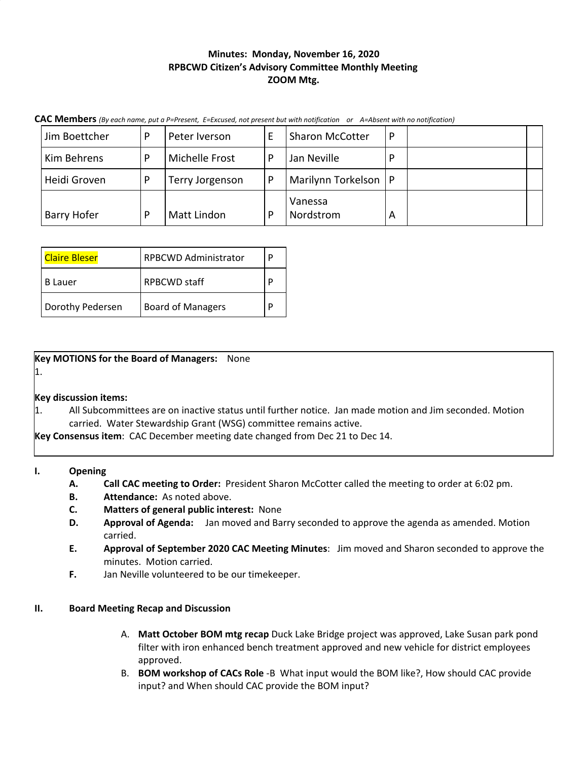**Minutes: Monday, November 16, 2020**
**RPBCWD Citizen's Advisory Committee Monthly Meeting**
**ZOOM Mtg.**

**CAC Members** *(By each name, put a P=Present, E=Excused, not present but with notification or A=Absent with no notification)*

| | | | | | | | |
|---|---|---|---|---|---|---|---|
| Jim Boettcher | P | Peter Iverson | E | Sharon McCotter | P | | |
| Kim Behrens | P | Michelle Frost | P | Jan Neville | P | | |
| Heidi Groven | P | Terry Jorgenson | P | Marilynn Torkelson | P | | |
| Barry Hofer | P | Matt Lindon | P | Vanessa Nordstrom | A | | |

| | | |
|---|---|---|
| Claire Bleser | RPBCWD Administrator | P |
| B Lauer | RPBCWD staff | P |
| Dorothy Pedersen | Board of Managers | P |

**Key MOTIONS for the Board of Managers:** None
1.

**Key discussion items:**
1. All Subcommittees are on inactive status until further notice. Jan made motion and Jim seconded. Motion carried. Water Stewardship Grant (WSG) committee remains active.

**Key Consensus item**: CAC December meeting date changed from Dec 21 to Dec 14.

**I. Opening**

- **A. Call CAC meeting to Order:** President Sharon McCotter called the meeting to order at 6:02 pm.
- **B. Attendance:** As noted above.
- **C. Matters of general public interest:** None
- **D. Approval of Agenda:** Jan moved and Barry seconded to approve the agenda as amended. Motion carried.
- **E. Approval of September 2020 CAC Meeting Minutes**: Jim moved and Sharon seconded to approve the minutes. Motion carried.
- **F.** Jan Neville volunteered to be our timekeeper.

**II. Board Meeting Recap and Discussion**

- A. **Matt October BOM mtg recap** Duck Lake Bridge project was approved, Lake Susan park pond filter with iron enhanced bench treatment approved and new vehicle for district employees approved.
- B. **BOM workshop of CACs Role** -B What input would the BOM like?, How should CAC provide input? and When should CAC provide the BOM input?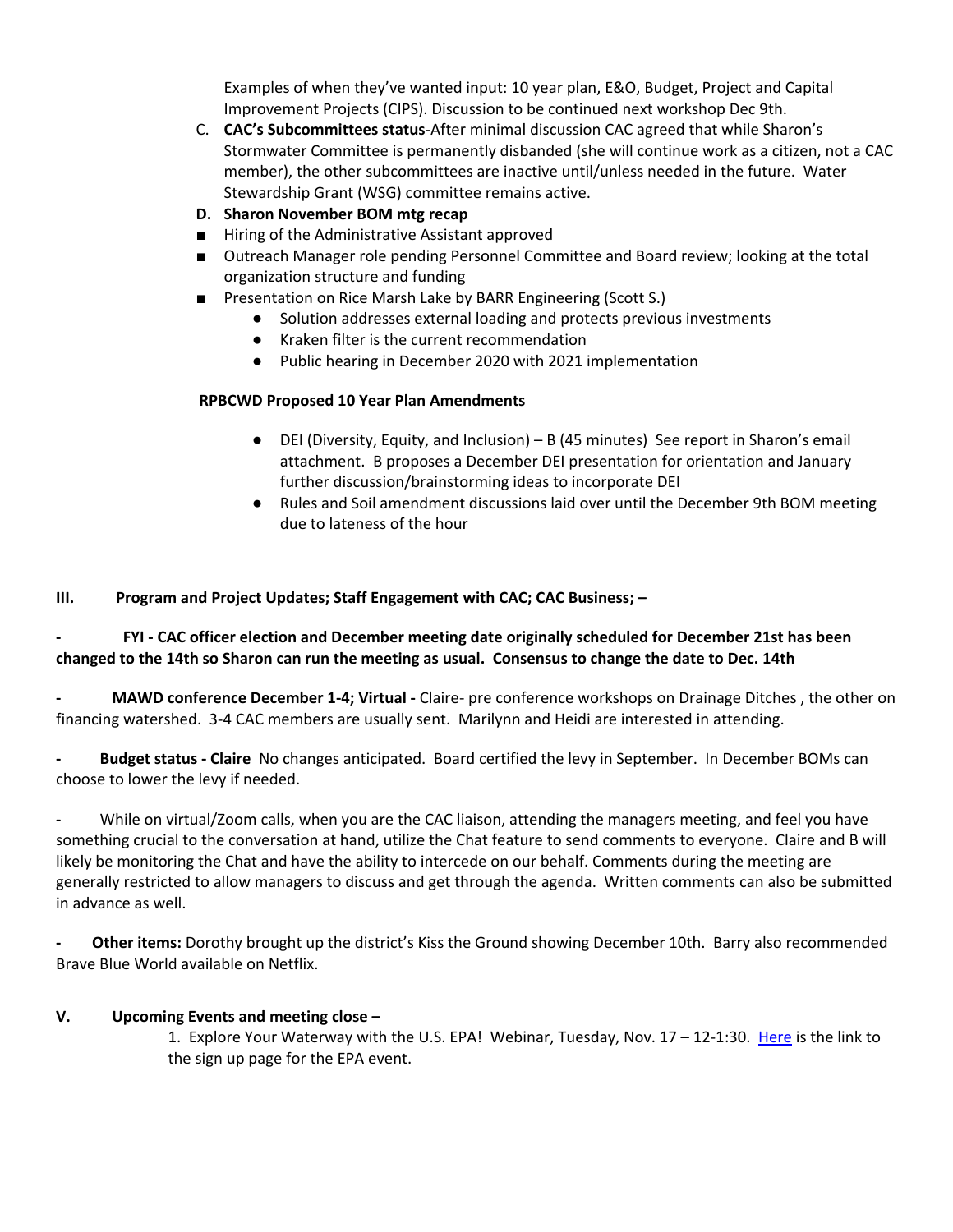Examples of when they've wanted input: 10 year plan, E&O, Budget, Project and Capital Improvement Projects (CIPS). Discussion to be continued next workshop Dec 9th.

C. **CAC's Subcommittees status**-After minimal discussion CAC agreed that while Sharon's Stormwater Committee is permanently disbanded (she will continue work as a citizen, not a CAC member), the other subcommittees are inactive until/unless needed in the future. Water Stewardship Grant (WSG) committee remains active.

D. **Sharon November BOM mtg recap**

- Hiring of the Administrative Assistant approved
- Outreach Manager role pending Personnel Committee and Board review; looking at the total organization structure and funding
- Presentation on Rice Marsh Lake by BARR Engineering (Scott S.)
  - Solution addresses external loading and protects previous investments
  - Kraken filter is the current recommendation
  - Public hearing in December 2020 with 2021 implementation

**RPBCWD Proposed 10 Year Plan Amendments**

- DEI (Diversity, Equity, and Inclusion) – B (45 minutes) See report in Sharon's email attachment. B proposes a December DEI presentation for orientation and January further discussion/brainstorming ideas to incorporate DEI
- Rules and Soil amendment discussions laid over until the December 9th BOM meeting due to lateness of the hour

## III. Program and Project Updates; Staff Engagement with CAC; CAC Business; –

- **FYI - CAC officer election and December meeting date originally scheduled for December 21st has been changed to the 14th so Sharon can run the meeting as usual. Consensus to change the date to Dec. 14th**

- **MAWD conference December 1-4; Virtual -** Claire- pre conference workshops on Drainage Ditches , the other on financing watershed. 3-4 CAC members are usually sent. Marilynn and Heidi are interested in attending.

- **Budget status - Claire** No changes anticipated. Board certified the levy in September. In December BOMs can choose to lower the levy if needed.

- While on virtual/Zoom calls, when you are the CAC liaison, attending the managers meeting, and feel you have something crucial to the conversation at hand, utilize the Chat feature to send comments to everyone. Claire and B will likely be monitoring the Chat and have the ability to intercede on our behalf. Comments during the meeting are generally restricted to allow managers to discuss and get through the agenda. Written comments can also be submitted in advance as well.

- **Other items:** Dorothy brought up the district's Kiss the Ground showing December 10th. Barry also recommended Brave Blue World available on Netflix.

## V. Upcoming Events and meeting close –

1. Explore Your Waterway with the U.S. EPA! Webinar, Tuesday, Nov. 17 – 12-1:30. Here is the link to the sign up page for the EPA event.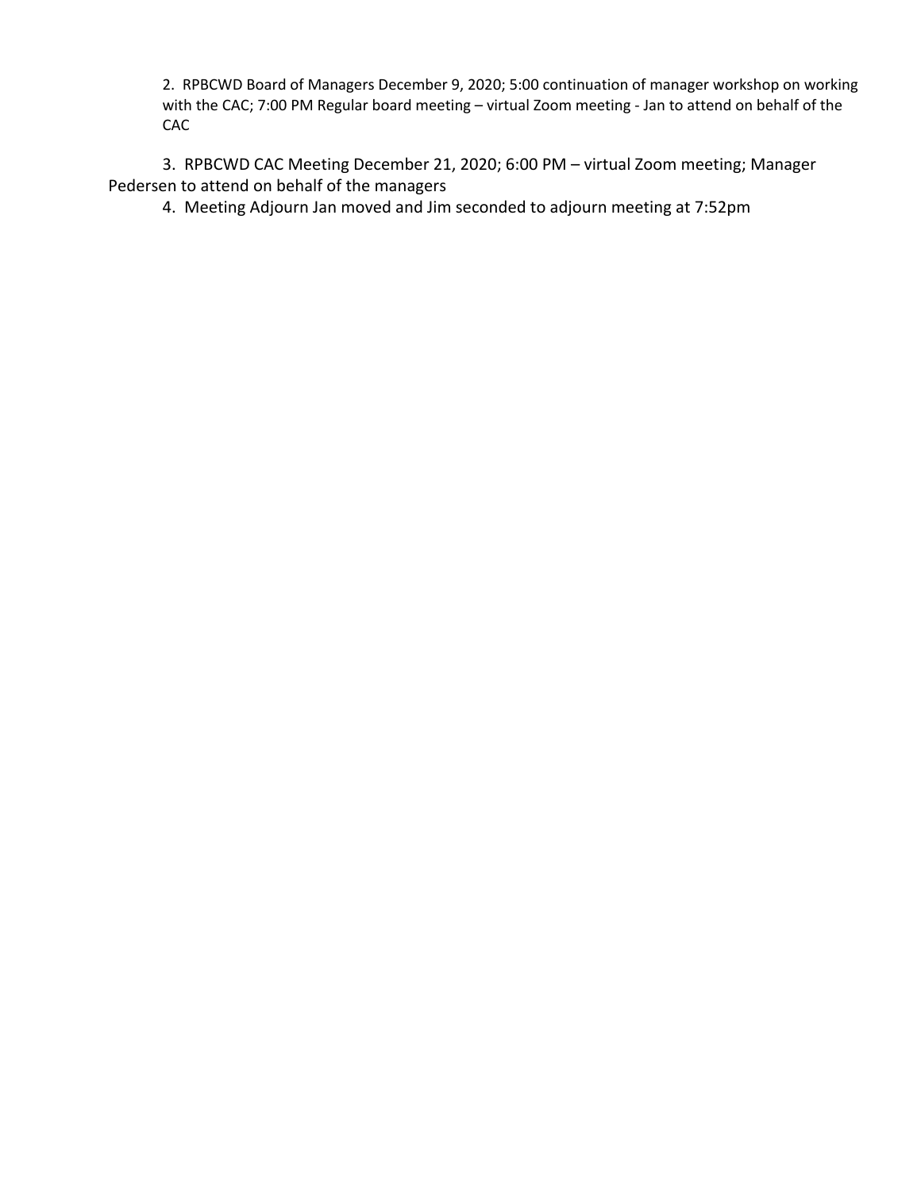2. RPBCWD Board of Managers December 9, 2020; 5:00 continuation of manager workshop on working with the CAC; 7:00 PM Regular board meeting – virtual Zoom meeting - Jan to attend on behalf of the CAC

3. RPBCWD CAC Meeting December 21, 2020; 6:00 PM – virtual Zoom meeting; Manager Pedersen to attend on behalf of the managers

4. Meeting Adjourn Jan moved and Jim seconded to adjourn meeting at 7:52pm